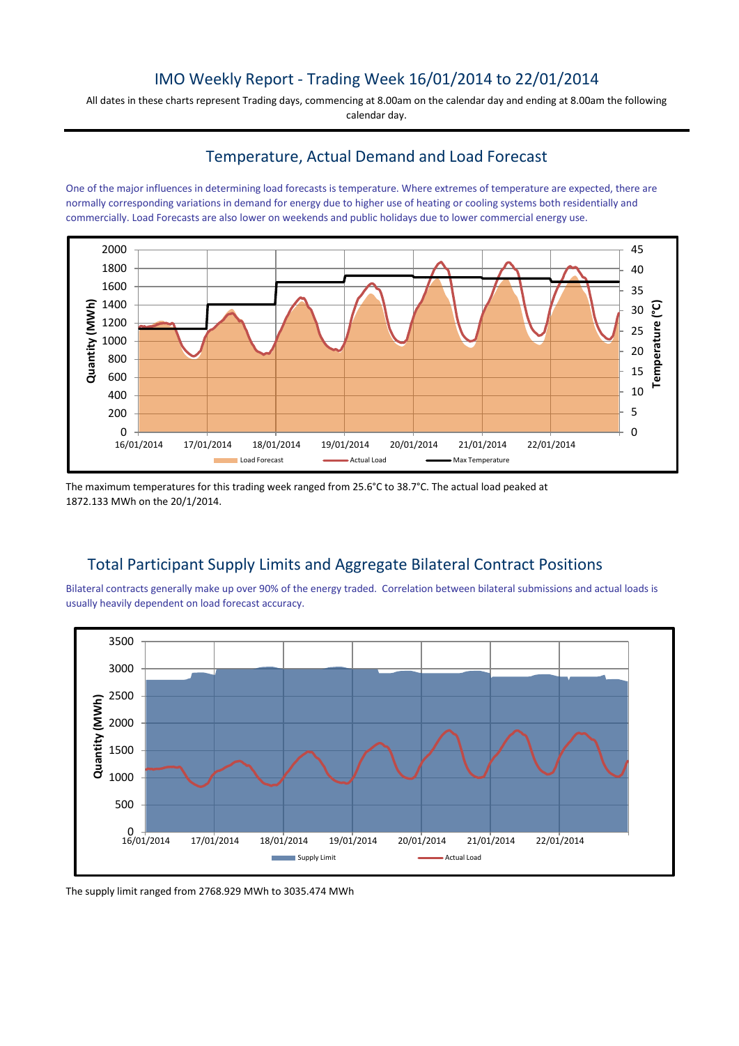# IMO Weekly Report - Trading Week 16/01/2014 to 22/01/2014

All dates in these charts represent Trading days, commencing at 8.00am on the calendar day and ending at 8.00am the following calendar day.

## Temperature, Actual Demand and Load Forecast

One of the major influences in determining load forecasts is temperature. Where extremes of temperature are expected, there are normally corresponding variations in demand for energy due to higher use of heating or cooling systems both residentially and commercially. Load Forecasts are also lower on weekends and public holidays due to lower commercial energy use.

The maximum temperatures for this trading week ranged from 25.6°C to 38.7°C. The actual load peaked at 1872.133 MWh on the 20/1/2014.

## Total Participant Supply Limits and Aggregate Bilateral Contract Positions

Bilateral contracts generally make up over 90% of the energy traded. Correlation between bilateral submissions and actual loads is usually heavily dependent on load forecast accuracy.

The supply limit ranged from 2768.929 MWh to 3035.474 MWh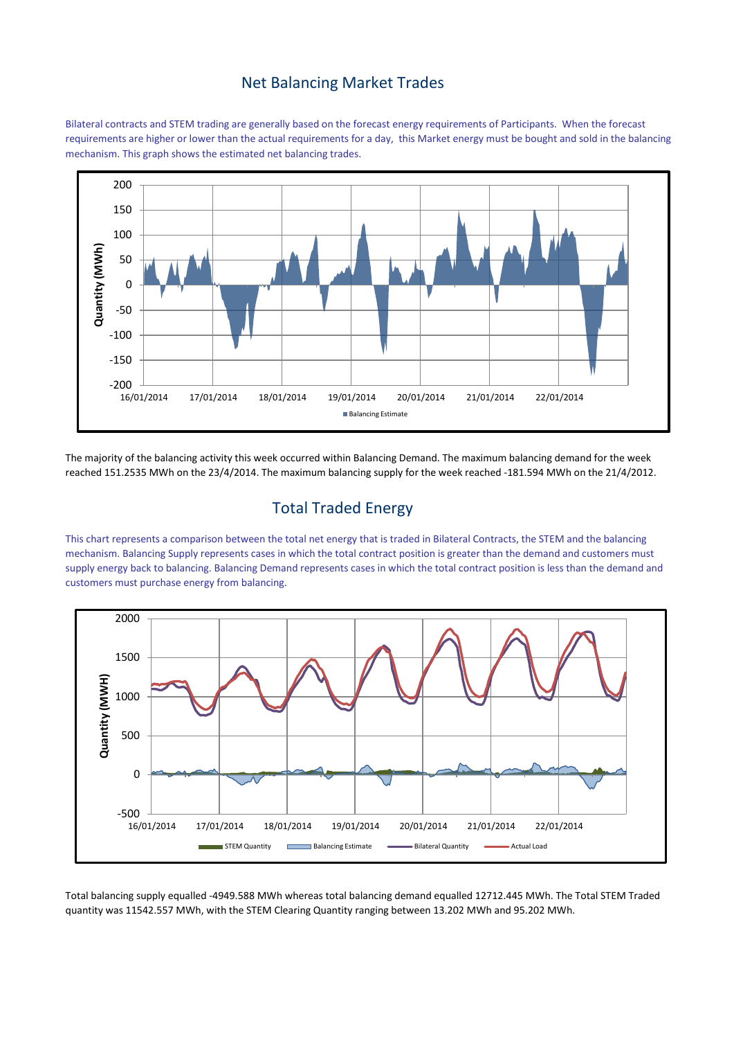## Net Balancing Market Trades

Bilateral contracts and STEM trading are generally based on the forecast energy requirements of Participants. When the forecast requirements are higher or lower than the actual requirements for a day, this Market energy must be bought and sold in the balancing mechanism. This graph shows the estimated net balancing trades.

The majority of the balancing activity this week occurred within Balancing Demand. The maximum balancing demand for the week reached 151.2535 MWh on the 23/4/2014. The maximum balancing supply for the week reached -181.594 MWh on the 21/4/2012.

## Total Traded Energy

This chart represents a comparison between the total net energy that is traded in Bilateral Contracts, the STEM and the balancing mechanism. Balancing Supply represents cases in which the total contract position is greater than the demand and customers must supply energy back to balancing. Balancing Demand represents cases in which the total contract position is less than the demand and customers must purchase energy from balancing.

Total balancing supply equalled -4949.588 MWh whereas total balancing demand equalled 12712.445 MWh. The Total STEM Traded quantity was 11542.557 MWh, with the STEM Clearing Quantity ranging between 13.202 MWh and 95.202 MWh.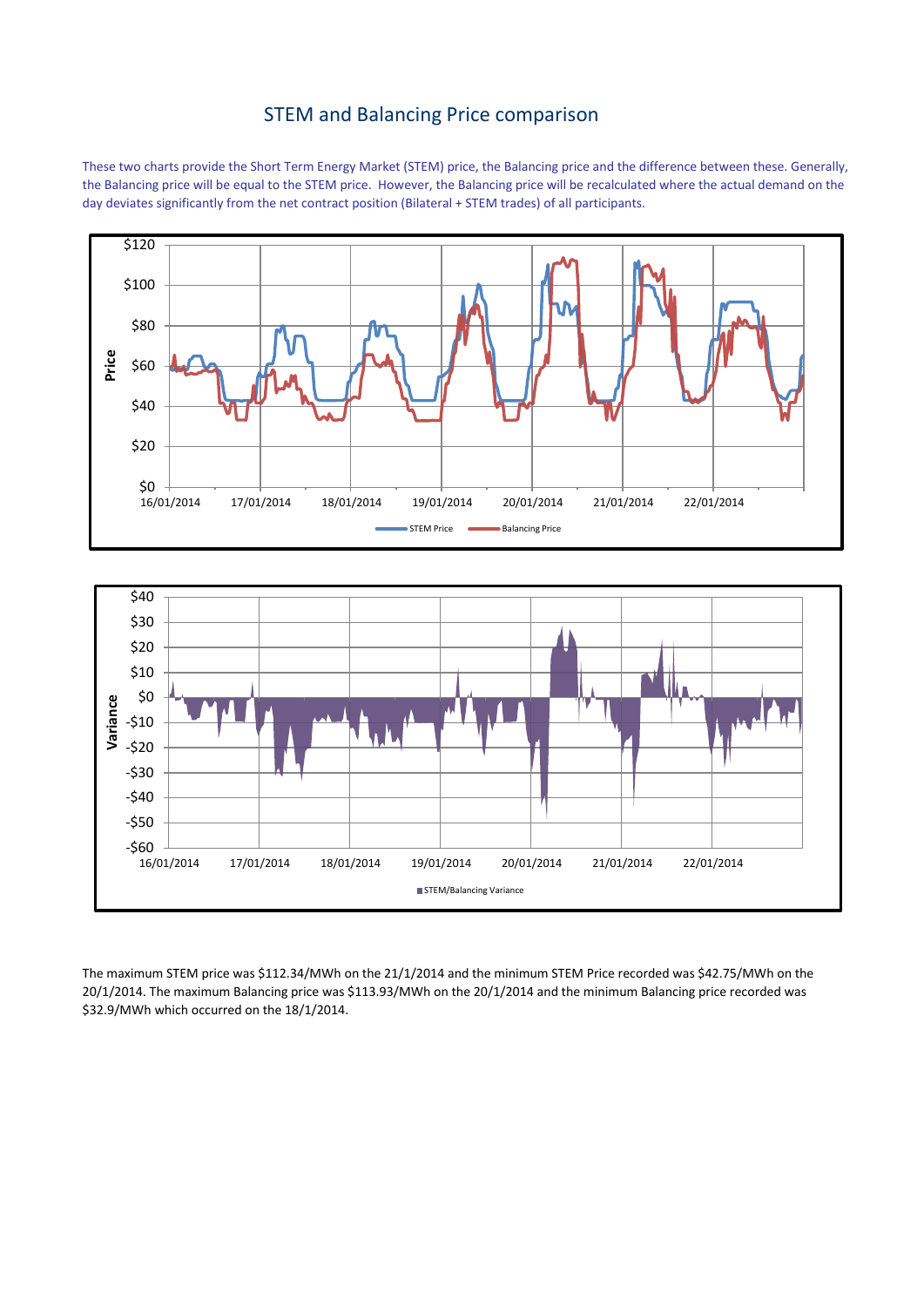# STEM and Balancing Price comparison

These two charts provide the Short Term Energy Market (STEM) price, the Balancing price and the difference between these. Generally, the Balancing price will be equal to the STEM price. However, the Balancing price will be recalculated where the actual demand on the day deviates significantly from the net contract position (Bilateral + STEM trades) of all participants.

Price

$120
$100
$80
$60
$40
$20
$0

16/01/2014 17/01/2014 18/01/2014 19/01/2014 20/01/2014 21/01/2014 22/01/2014

STEM Price Balancing Price

Variance

$40
$30
$20
$10
$0
-$10
-$20
-$30
-$40
-$50
-$60

16/01/2014 17/01/2014 18/01/2014 19/01/2014 20/01/2014 21/01/2014 22/01/2014

STEM/Balancing Variance

The maximum STEM price was $112.34/MWh on the 21/1/2014 and the minimum STEM Price recorded was $42.75/MWh on the 20/1/2014. The maximum Balancing price was $113.93/MWh on the 20/1/2014 and the minimum Balancing price recorded was $32.9/MWh which occurred on the 18/1/2014.